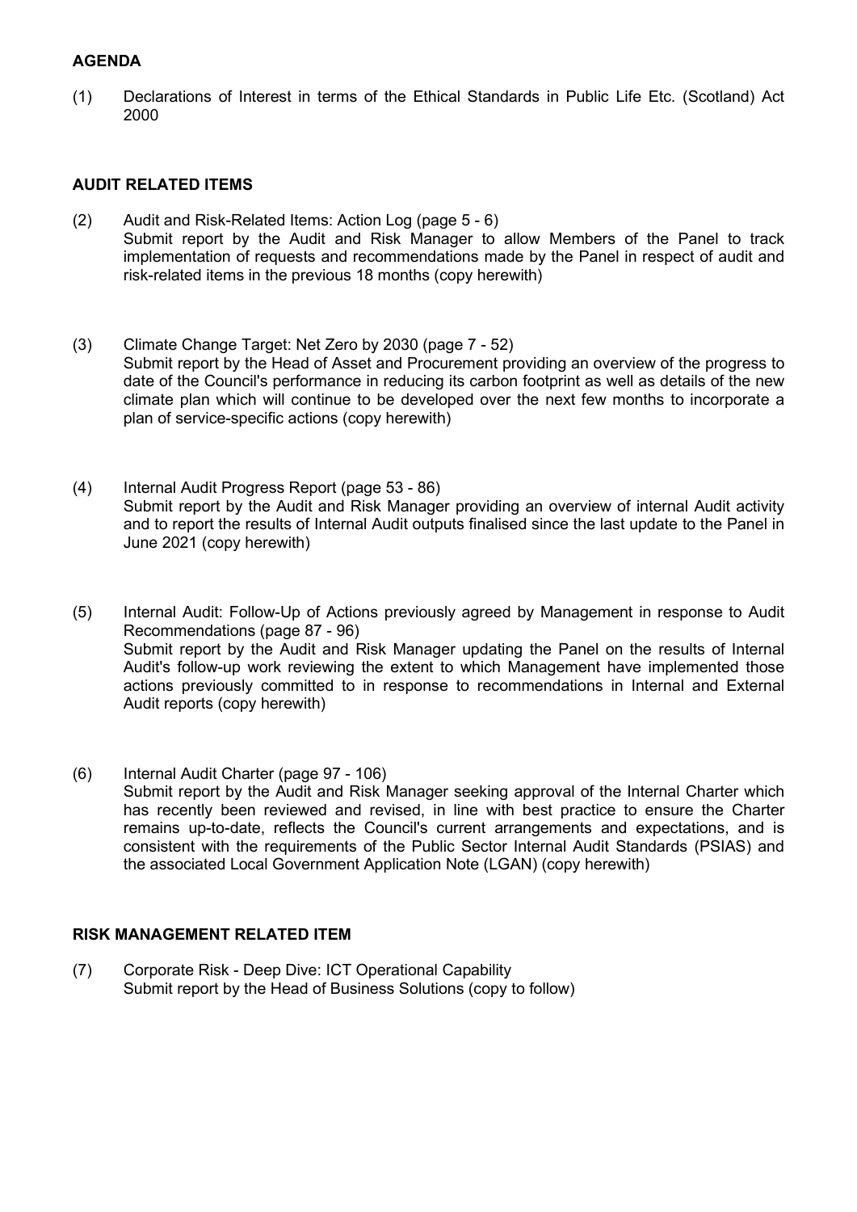## AGENDA

(1) Declarations of Interest in terms of the Ethical Standards in Public Life Etc. (Scotland) Act 2000

### AUDIT RELATED ITEMS

(2) Audit and Risk-Related Items: Action Log (page 5 - 6)
Submit report by the Audit and Risk Manager to allow Members of the Panel to track implementation of requests and recommendations made by the Panel in respect of audit and risk-related items in the previous 18 months (copy herewith)

(3) Climate Change Target: Net Zero by 2030 (page 7 - 52)
Submit report by the Head of Asset and Procurement providing an overview of the progress to date of the Council's performance in reducing its carbon footprint as well as details of the new climate plan which will continue to be developed over the next few months to incorporate a plan of service-specific actions (copy herewith)

(4) Internal Audit Progress Report (page 53 - 86)
Submit report by the Audit and Risk Manager providing an overview of internal Audit activity and to report the results of Internal Audit outputs finalised since the last update to the Panel in June 2021 (copy herewith)

(5) Internal Audit: Follow-Up of Actions previously agreed by Management in response to Audit Recommendations (page 87 - 96)
Submit report by the Audit and Risk Manager updating the Panel on the results of Internal Audit's follow-up work reviewing the extent to which Management have implemented those actions previously committed to in response to recommendations in Internal and External Audit reports (copy herewith)

(6) Internal Audit Charter (page 97 - 106)
Submit report by the Audit and Risk Manager seeking approval of the Internal Charter which has recently been reviewed and revised, in line with best practice to ensure the Charter remains up-to-date, reflects the Council's current arrangements and expectations, and is consistent with the requirements of the Public Sector Internal Audit Standards (PSIAS) and the associated Local Government Application Note (LGAN) (copy herewith)

### RISK MANAGEMENT RELATED ITEM

(7) Corporate Risk - Deep Dive: ICT Operational Capability
Submit report by the Head of Business Solutions (copy to follow)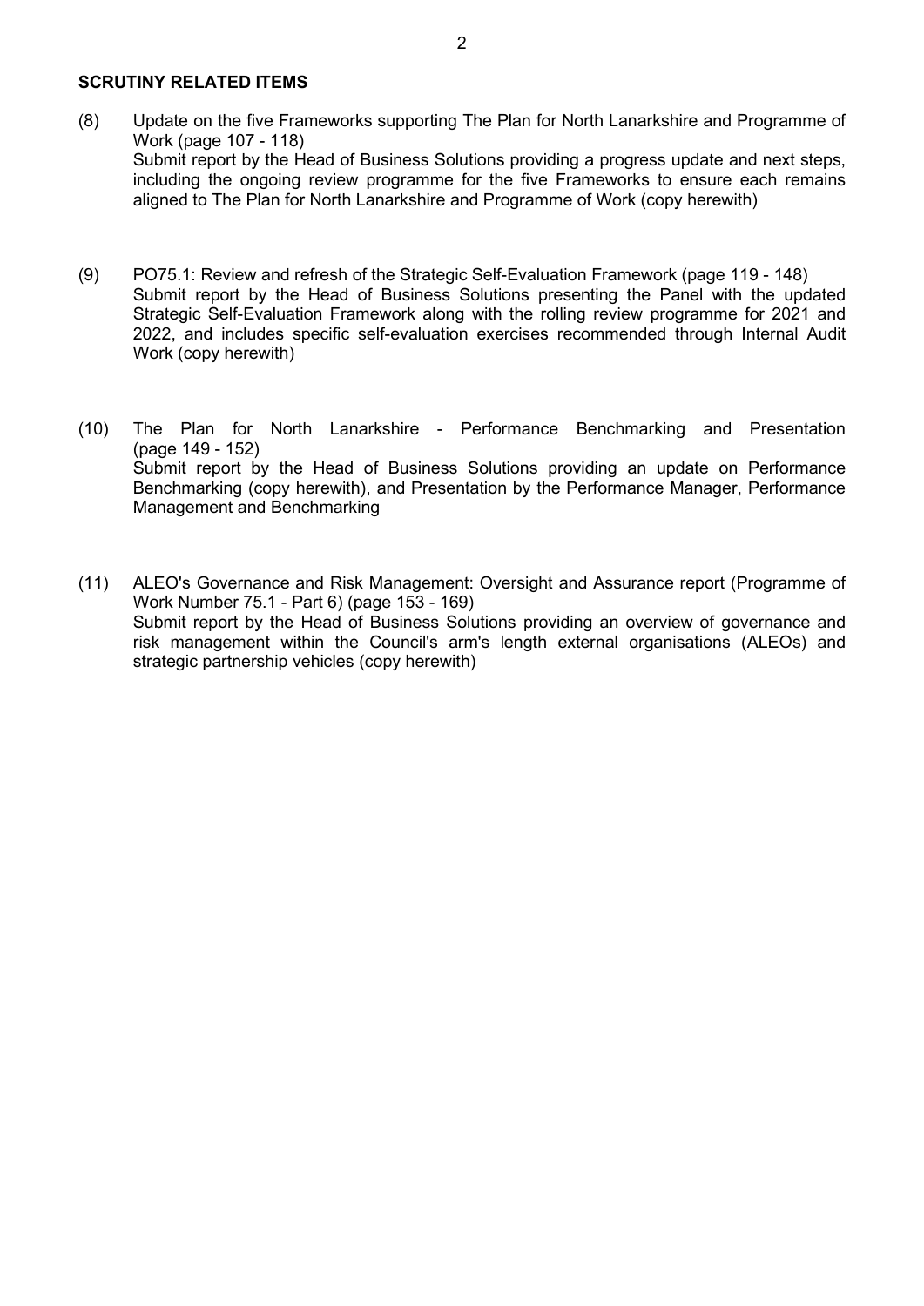**SCRUTINY RELATED ITEMS**

(8) Update on the five Frameworks supporting The Plan for North Lanarkshire and Programme of Work (page 107 - 118)
Submit report by the Head of Business Solutions providing a progress update and next steps, including the ongoing review programme for the five Frameworks to ensure each remains aligned to The Plan for North Lanarkshire and Programme of Work (copy herewith)

(9) PO75.1: Review and refresh of the Strategic Self-Evaluation Framework (page 119 - 148)
Submit report by the Head of Business Solutions presenting the Panel with the updated Strategic Self-Evaluation Framework along with the rolling review programme for 2021 and 2022, and includes specific self-evaluation exercises recommended through Internal Audit Work (copy herewith)

(10) The Plan for North Lanarkshire - Performance Benchmarking and Presentation (page 149 - 152)
Submit report by the Head of Business Solutions providing an update on Performance Benchmarking (copy herewith), and Presentation by the Performance Manager, Performance Management and Benchmarking

(11) ALEO's Governance and Risk Management: Oversight and Assurance report (Programme of Work Number 75.1 - Part 6) (page 153 - 169)
Submit report by the Head of Business Solutions providing an overview of governance and risk management within the Council's arm's length external organisations (ALEOs) and strategic partnership vehicles (copy herewith)